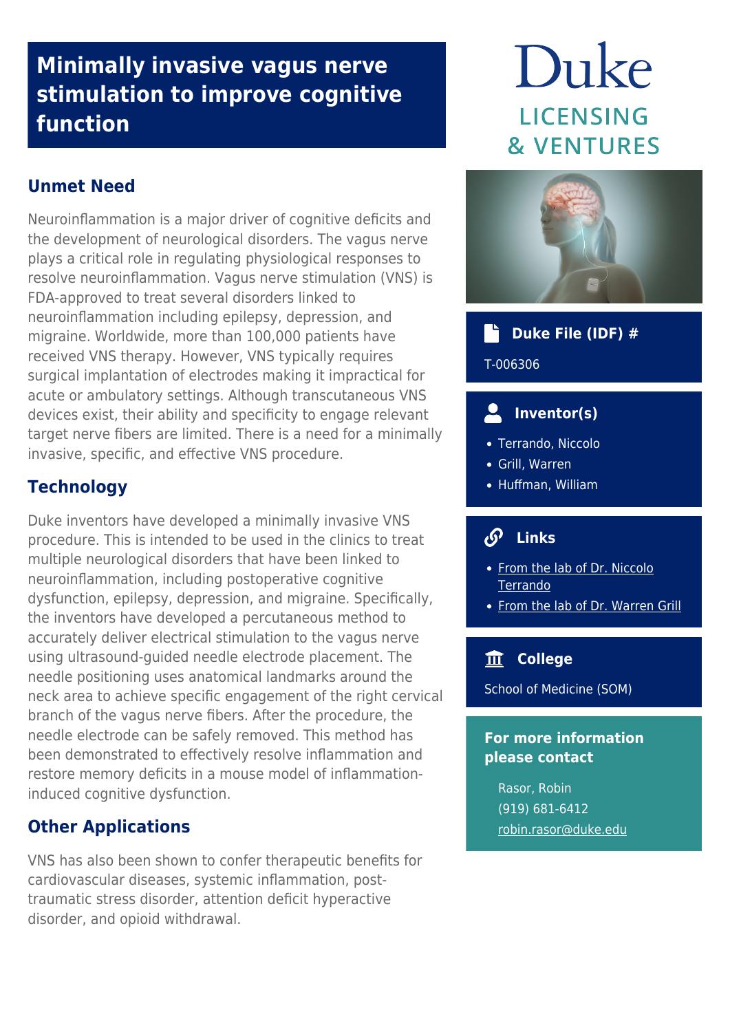# Minimally invasive vagus nerve stimulation to improve cognitive function

Duke
LICENSING & VENTURES

## Unmet Need

Neuroinflammation is a major driver of cognitive deficits and the development of neurological disorders. The vagus nerve plays a critical role in regulating physiological responses to resolve neuroinflammation. Vagus nerve stimulation (VNS) is FDA-approved to treat several disorders linked to neuroinflammation including epilepsy, depression, and migraine. Worldwide, more than 100,000 patients have received VNS therapy. However, VNS typically requires surgical implantation of electrodes making it impractical for acute or ambulatory settings. Although transcutaneous VNS devices exist, their ability and specificity to engage relevant target nerve fibers are limited. There is a need for a minimally invasive, specific, and effective VNS procedure.

## Technology

Duke inventors have developed a minimally invasive VNS procedure. This is intended to be used in the clinics to treat multiple neurological disorders that have been linked to neuroinflammation, including postoperative cognitive dysfunction, epilepsy, depression, and migraine. Specifically, the inventors have developed a percutaneous method to accurately deliver electrical stimulation to the vagus nerve using ultrasound-guided needle electrode placement. The needle positioning uses anatomical landmarks around the neck area to achieve specific engagement of the right cervical branch of the vagus nerve fibers. After the procedure, the needle electrode can be safely removed. This method has been demonstrated to effectively resolve inflammation and restore memory deficits in a mouse model of inflammation-induced cognitive dysfunction.

## Other Applications

VNS has also been shown to confer therapeutic benefits for cardiovascular diseases, systemic inflammation, post-traumatic stress disorder, attention deficit hyperactive disorder, and opioid withdrawal.

### Duke File (IDF) #

T-006306

### Inventor(s)

- Terrando, Niccolo
- Grill, Warren
- Huffman, William

### Links

- From the lab of Dr. Niccolo Terrando
- From the lab of Dr. Warren Grill

### College

School of Medicine (SOM)

### For more information please contact

Rasor, Robin
(919) 681-6412
robin.rasor@duke.edu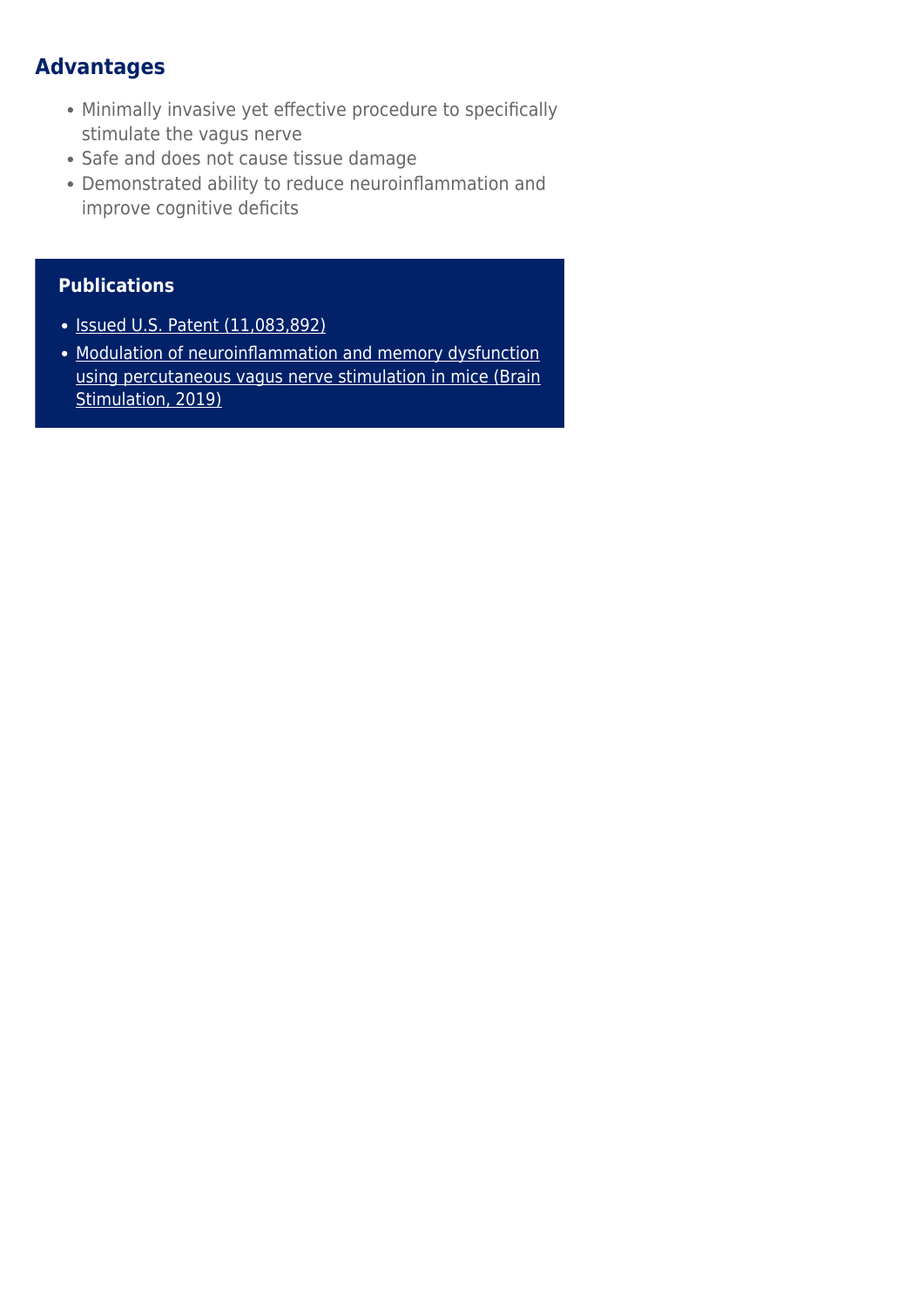## Advantages

- Minimally invasive yet effective procedure to specifically stimulate the vagus nerve
- Safe and does not cause tissue damage
- Demonstrated ability to reduce neuroinflammation and improve cognitive deficits

### Publications

- Issued U.S. Patent (11,083,892)
- Modulation of neuroinflammation and memory dysfunction using percutaneous vagus nerve stimulation in mice (Brain Stimulation, 2019)